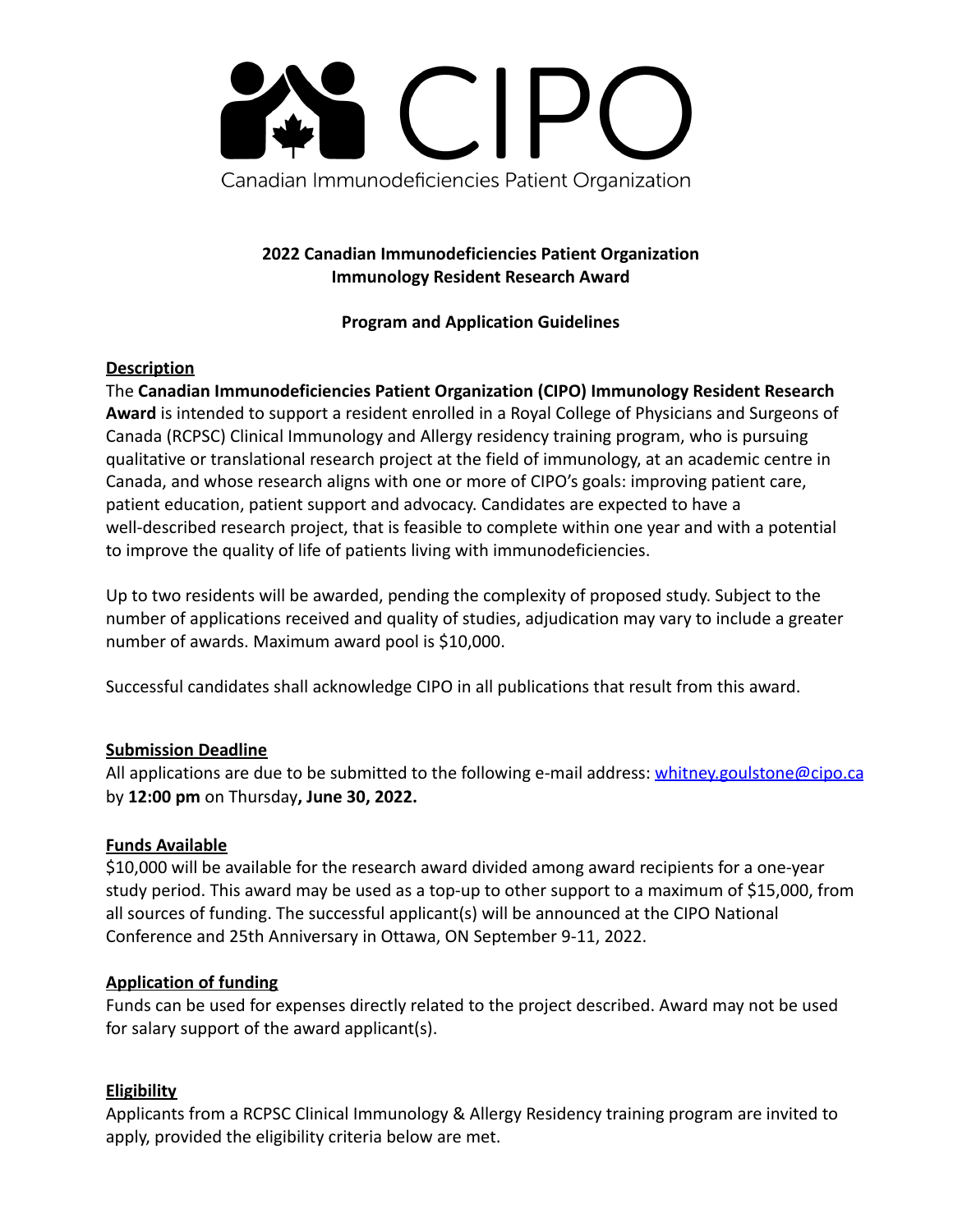CIPO

Canadian Immunodeficiencies Patient Organization

**2022 Canadian Immunodeficiencies Patient Organization**
**Immunology Resident Research Award**

**Program and Application Guidelines**

## Description

The **Canadian Immunodeficiencies Patient Organization (CIPO) Immunology Resident Research Award** is intended to support a resident enrolled in a Royal College of Physicians and Surgeons of Canada (RCPSC) Clinical Immunology and Allergy residency training program, who is pursuing qualitative or translational research project at the field of immunology, at an academic centre in Canada, and whose research aligns with one or more of CIPO's goals: improving patient care, patient education, patient support and advocacy. Candidates are expected to have a well-described research project, that is feasible to complete within one year and with a potential to improve the quality of life of patients living with immunodeficiencies.

Up to two residents will be awarded, pending the complexity of proposed study. Subject to the number of applications received and quality of studies, adjudication may vary to include a greater number of awards. Maximum award pool is $10,000.

Successful candidates shall acknowledge CIPO in all publications that result from this award.

## Submission Deadline

All applications are due to be submitted to the following e-mail address: whitney.goulstone@cipo.ca by **12:00 pm** on Thursday**, June 30, 2022.**

## Funds Available

$10,000 will be available for the research award divided among award recipients for a one-year study period. This award may be used as a top-up to other support to a maximum of $15,000, from all sources of funding. The successful applicant(s) will be announced at the CIPO National Conference and 25th Anniversary in Ottawa, ON September 9-11, 2022.

## Application of funding

Funds can be used for expenses directly related to the project described. Award may not be used for salary support of the award applicant(s).

## Eligibility

Applicants from a RCPSC Clinical Immunology & Allergy Residency training program are invited to apply, provided the eligibility criteria below are met.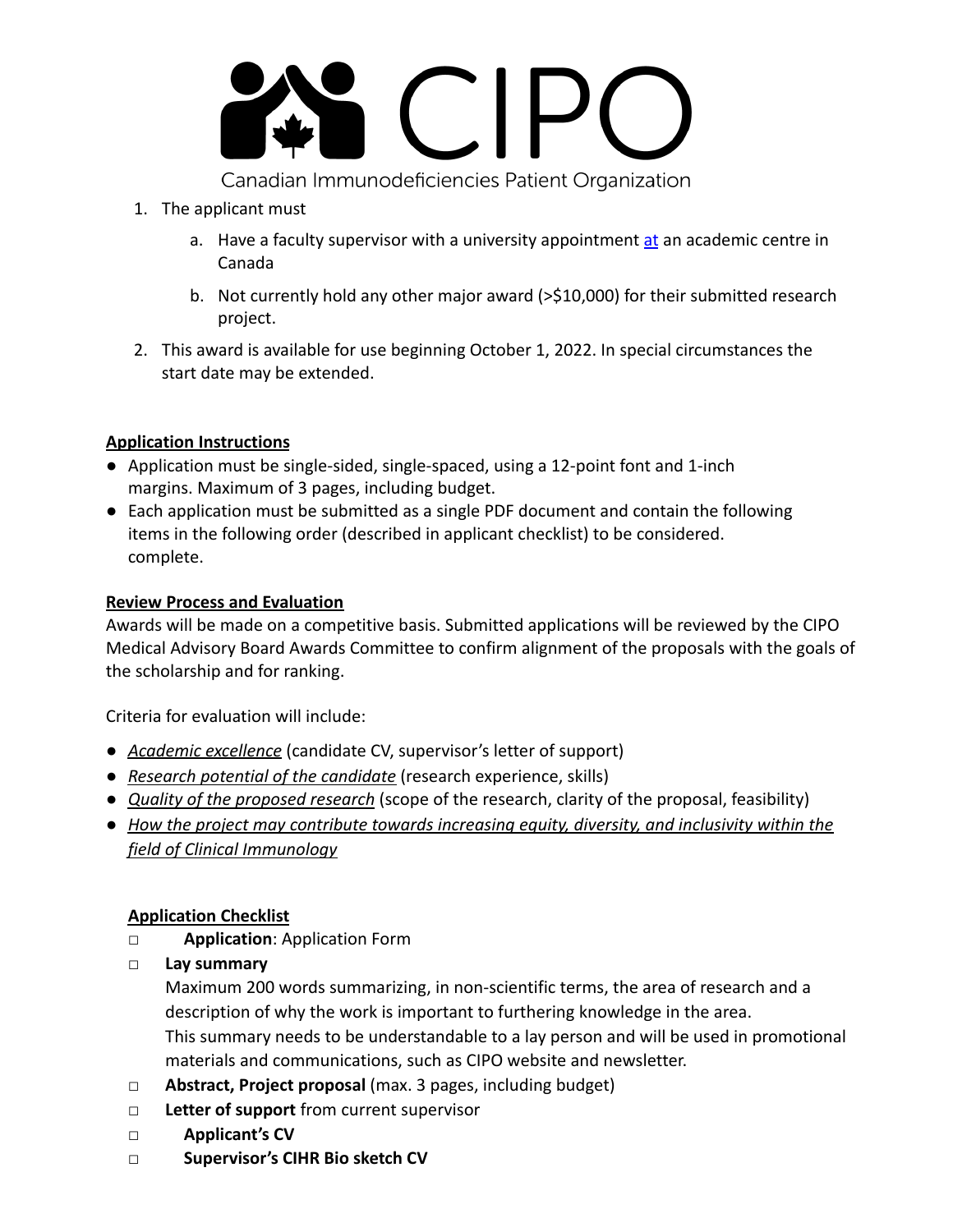1. The applicant must
    a. Have a faculty supervisor with a university appointment at an academic centre in Canada
    b. Not currently hold any other major award (>$10,000) for their submitted research project.
2. This award is available for use beginning October 1, 2022. In special circumstances the start date may be extended.

## Application Instructions

- Application must be single-sided, single-spaced, using a 12-point font and 1-inch margins. Maximum of 3 pages, including budget.
- Each application must be submitted as a single PDF document and contain the following items in the following order (described in applicant checklist) to be considered. complete.

## Review Process and Evaluation

Awards will be made on a competitive basis. Submitted applications will be reviewed by the CIPO Medical Advisory Board Awards Committee to confirm alignment of the proposals with the goals of the scholarship and for ranking.

Criteria for evaluation will include:

- *Academic excellence* (candidate CV, supervisor's letter of support)
- *Research potential of the candidate* (research experience, skills)
- *Quality of the proposed research* (scope of the research, clarity of the proposal, feasibility)
- *How the project may contribute towards increasing equity, diversity, and inclusivity within the field of Clinical Immunology*

## Application Checklist

- ☐ **Application**: Application Form
- ☐ **Lay summary**
  Maximum 200 words summarizing, in non-scientific terms, the area of research and a description of why the work is important to furthering knowledge in the area.
  This summary needs to be understandable to a lay person and will be used in promotional materials and communications, such as CIPO website and newsletter.
- ☐ **Abstract, Project proposal** (max. 3 pages, including budget)
- ☐ **Letter of support** from current supervisor
- ☐ **Applicant's CV**
- ☐ **Supervisor's CIHR Bio sketch CV**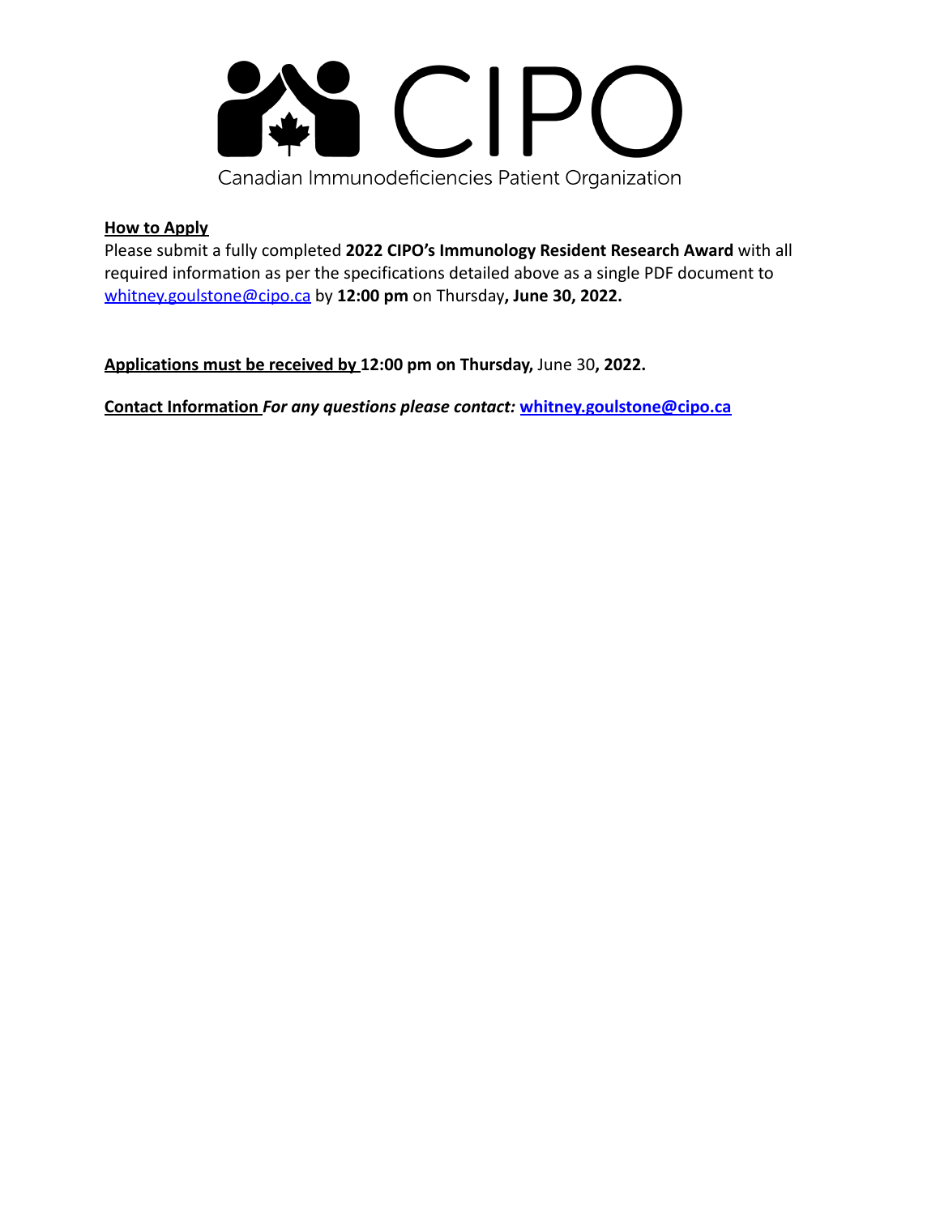CIPO

Canadian Immunodeficiencies Patient Organization

**How to Apply**

Please submit a fully completed **2022 CIPO's Immunology Resident Research Award** with all required information as per the specifications detailed above as a single PDF document to whitney.goulstone@cipo.ca by **12:00 pm** on Thursday**, June 30, 2022.**

**Applications must be received by 12:00 pm on Thursday,** June 30**, 2022.**

**Contact Information** ***For any questions please contact:*** **whitney.goulstone@cipo.ca**